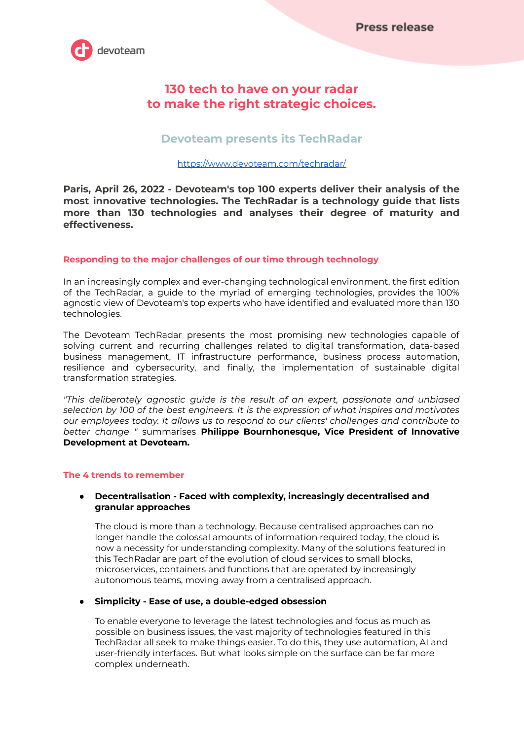Press release

# 130 tech to have on your radar to make the right strategic choices.

## Devoteam presents its TechRadar

https://www.devoteam.com/techradar/

**Paris, April 26, 2022 - Devoteam's top 100 experts deliver their analysis of the most innovative technologies. The TechRadar is a technology guide that lists more than 130 technologies and analyses their degree of maturity and effectiveness.**

### Responding to the major challenges of our time through technology

In an increasingly complex and ever-changing technological environment, the first edition of the TechRadar, a guide to the myriad of emerging technologies, provides the 100% agnostic view of Devoteam's top experts who have identified and evaluated more than 130 technologies.

The Devoteam TechRadar presents the most promising new technologies capable of solving current and recurring challenges related to digital transformation, data-based business management, IT infrastructure performance, business process automation, resilience and cybersecurity, and finally, the implementation of sustainable digital transformation strategies.

*"This deliberately agnostic guide is the result of an expert, passionate and unbiased selection by 100 of the best engineers. It is the expression of what inspires and motivates our employees today. It allows us to respond to our clients' challenges and contribute to better change "* summarises **Philippe Bournhonesque, Vice President of Innovative Development at Devoteam.**

### The 4 trends to remember

- **Decentralisation - Faced with complexity, increasingly decentralised and granular approaches**

  The cloud is more than a technology. Because centralised approaches can no longer handle the colossal amounts of information required today, the cloud is now a necessity for understanding complexity. Many of the solutions featured in this TechRadar are part of the evolution of cloud services to small blocks, microservices, containers and functions that are operated by increasingly autonomous teams, moving away from a centralised approach.

- **Simplicity - Ease of use, a double-edged obsession**

  To enable everyone to leverage the latest technologies and focus as much as possible on business issues, the vast majority of technologies featured in this TechRadar all seek to make things easier. To do this, they use automation, AI and user-friendly interfaces. But what looks simple on the surface can be far more complex underneath.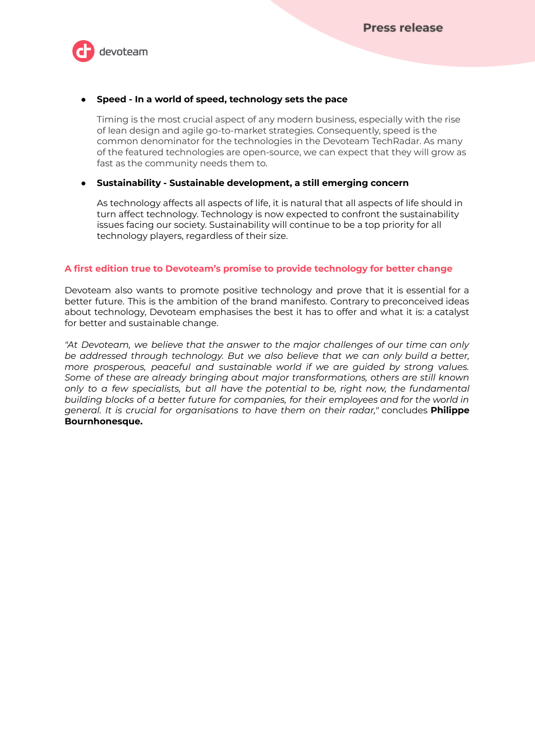- **Speed - In a world of speed, technology sets the pace**

  Timing is the most crucial aspect of any modern business, especially with the rise of lean design and agile go-to-market strategies. Consequently, speed is the common denominator for the technologies in the Devoteam TechRadar. As many of the featured technologies are open-source, we can expect that they will grow as fast as the community needs them to.

- **Sustainability - Sustainable development, a still emerging concern**

  As technology affects all aspects of life, it is natural that all aspects of life should in turn affect technology. Technology is now expected to confront the sustainability issues facing our society. Sustainability will continue to be a top priority for all technology players, regardless of their size.

## A first edition true to Devoteam's promise to provide technology for better change

Devoteam also wants to promote positive technology and prove that it is essential for a better future. This is the ambition of the brand manifesto. Contrary to preconceived ideas about technology, Devoteam emphasises the best it has to offer and what it is: a catalyst for better and sustainable change.

*"At Devoteam, we believe that the answer to the major challenges of our time can only be addressed through technology. But we also believe that we can only build a better, more prosperous, peaceful and sustainable world if we are guided by strong values. Some of these are already bringing about major transformations, others are still known only to a few specialists, but all have the potential to be, right now, the fundamental building blocks of a better future for companies, for their employees and for the world in general. It is crucial for organisations to have them on their radar,"* concludes **Philippe Bournhonesque.**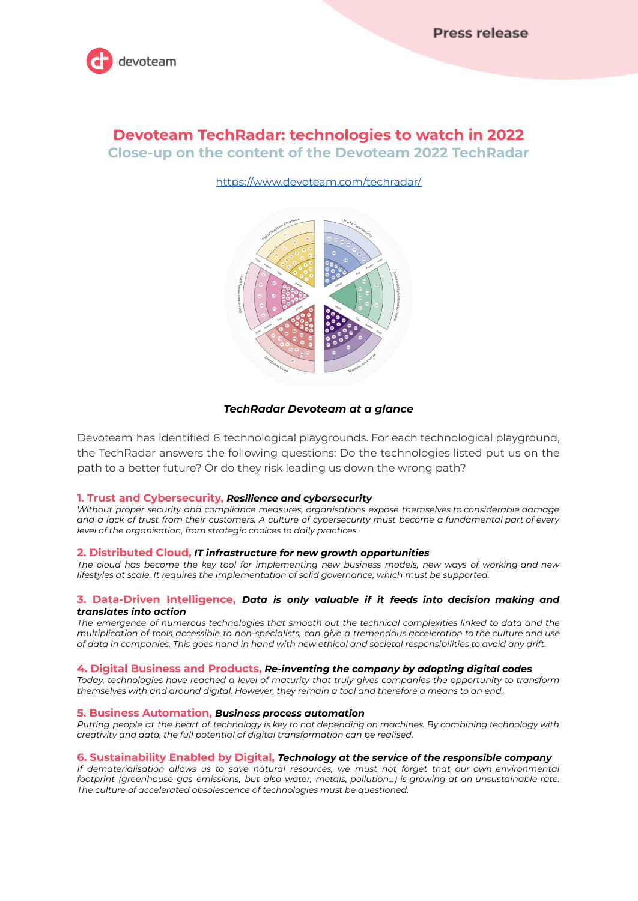Press release

# Devoteam TechRadar: technologies to watch in 2022

## Close-up on the content of the Devoteam 2022 TechRadar

https://www.devoteam.com/techradar/

***TechRadar Devoteam at a glance***

Devoteam has identified 6 technological playgrounds. For each technological playground, the TechRadar answers the following questions: Do the technologies listed put us on the path to a better future? Or do they risk leading us down the wrong path?

### 1. Trust and Cybersecurity, ***Resilience and cybersecurity***

*Without proper security and compliance measures, organisations expose themselves to considerable damage and a lack of trust from their customers. A culture of cybersecurity must become a fundamental part of every level of the organisation, from strategic choices to daily practices.*

### 2. Distributed Cloud, ***IT infrastructure for new growth opportunities***

*The cloud has become the key tool for implementing new business models, new ways of working and new lifestyles at scale. It requires the implementation of solid governance, which must be supported.*

### 3. Data-Driven Intelligence, ***Data is only valuable if it feeds into decision making and translates into action***

*The emergence of numerous technologies that smooth out the technical complexities linked to data and the multiplication of tools accessible to non-specialists, can give a tremendous acceleration to the culture and use of data in companies. This goes hand in hand with new ethical and societal responsibilities to avoid any drift.*

### 4. Digital Business and Products, ***Re-inventing the company by adopting digital codes***

*Today, technologies have reached a level of maturity that truly gives companies the opportunity to transform themselves with and around digital. However, they remain a tool and therefore a means to an end.*

### 5. Business Automation, ***Business process automation***

*Putting people at the heart of technology is key to not depending on machines. By combining technology with creativity and data, the full potential of digital transformation can be realised.*

### 6. Sustainability Enabled by Digital, ***Technology at the service of the responsible company***

*If dematerialisation allows us to save natural resources, we must not forget that our own environmental footprint (greenhouse gas emissions, but also water, metals, pollution...) is growing at an unsustainable rate. The culture of accelerated obsolescence of technologies must be questioned.*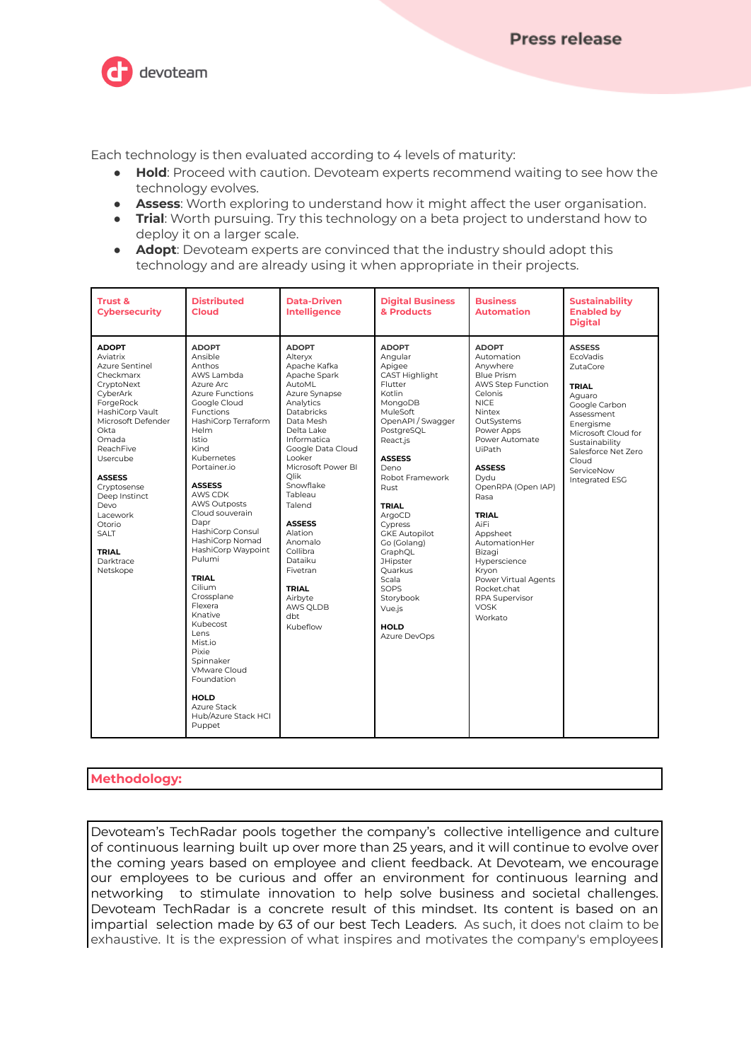Each technology is then evaluated according to 4 levels of maturity:

- **Hold**: Proceed with caution. Devoteam experts recommend waiting to see how the technology evolves.
- **Assess**: Worth exploring to understand how it might affect the user organisation.
- **Trial**: Worth pursuing. Try this technology on a beta project to understand how to deploy it on a larger scale.
- **Adopt**: Devoteam experts are convinced that the industry should adopt this technology and are already using it when appropriate in their projects.

| Trust & Cybersecurity | Distributed Cloud | Data-Driven Intelligence | Digital Business & Products | Business Automation | Sustainability Enabled by Digital |
|---|---|---|---|---|---|
| **ADOPT**<br>Aviatrix<br>Azure Sentinel<br>Checkmarx<br>CryptoNext<br>CyberArk<br>ForgeRock<br>HashiCorp Vault<br>Microsoft Defender<br>Okta<br>Omada<br>ReachFive<br>Usercube<br><br>**ASSESS**<br>Cryptosense<br>Deep Instinct<br>Devo<br>Lacework<br>Otorio<br>SALT<br><br>**TRIAL**<br>Darktrace<br>Netskope | **ADOPT**<br>Ansible<br>Anthos<br>AWS Lambda<br>Azure Arc<br>Azure Functions<br>Google Cloud Functions<br>HashiCorp Terraform<br>Helm<br>Istio<br>Kind<br>Kubernetes<br>Portainer.io<br><br>**ASSESS**<br>AWS CDK<br>AWS Outposts<br>Cloud souverain<br>Dapr<br>HashiCorp Consul<br>HashiCorp Nomad<br>HashiCorp Waypoint<br>Pulumi<br><br>**TRIAL**<br>Cilium<br>Crossplane<br>Flexera<br>Knative<br>Kubecost<br>Lens<br>Mist.io<br>Pixie<br>Spinnaker<br>VMware Cloud Foundation<br><br>**HOLD**<br>Azure Stack Hub/Azure Stack HCI<br>Puppet | **ADOPT**<br>Alteryx<br>Apache Kafka<br>Apache Spark<br>AutoML<br>Azure Synapse Analytics<br>Databricks<br>Data Mesh<br>Delta Lake<br>Informatica<br>Google Data Cloud<br>Looker<br>Microsoft Power BI<br>Qlik<br>Snowflake<br>Tableau<br>Talend<br><br>**ASSESS**<br>Alation<br>Anomalo<br>Collibra<br>Dataiku<br>Fivetran<br><br>**TRIAL**<br>Airbyte<br>AWS QLDB<br>dbt<br>Kubeflow | **ADOPT**<br>Angular<br>Apigee<br>CAST Highlight<br>Flutter<br>Kotlin<br>MongoDB<br>MuleSoft<br>OpenAPI / Swagger<br>PostgreSQL<br>React.js<br><br>**ASSESS**<br>Deno<br>Robot Framework<br>Rust<br><br>**TRIAL**<br>ArgoCD<br>Cypress<br>GKE Autopilot<br>Go (Golang)<br>GraphQL<br>JHipster<br>Quarkus<br>Scala<br>SOPS<br>Storybook<br>Vue.js<br><br>**HOLD**<br>Azure DevOps | **ADOPT**<br>Automation Anywhere<br>Blue Prism<br>AWS Step Function<br>Celonis<br>NICE<br>Nintex<br>OutSystems<br>Power Apps<br>Power Automate<br>UiPath<br><br>**ASSESS**<br>Dydu<br>OpenRPA (Open IAP)<br>Rasa<br><br>**TRIAL**<br>AiFi<br>Appsheet<br>AutomationHer<br>Bizagi<br>Hyperscience<br>Kryon<br>Power Virtual Agents<br>Rocket.chat<br>RPA Supervisor<br>VOSK<br>Workato | **ASSESS**<br>EcoVadis<br>ZutaCore<br><br>**TRIAL**<br>Aguaro<br>Google Carbon Assessment<br>Energisme<br>Microsoft Cloud for Sustainability<br>Salesforce Net Zero Cloud<br>ServiceNow Integrated ESG |

## Methodology:

Devoteam's TechRadar pools together the company's collective intelligence and culture of continuous learning built up over more than 25 years, and it will continue to evolve over the coming years based on employee and client feedback. At Devoteam, we encourage our employees to be curious and offer an environment for continuous learning and networking to stimulate innovation to help solve business and societal challenges. Devoteam TechRadar is a concrete result of this mindset. Its content is based on an impartial selection made by 63 of our best Tech Leaders. As such, it does not claim to be exhaustive. It is the expression of what inspires and motivates the company's employees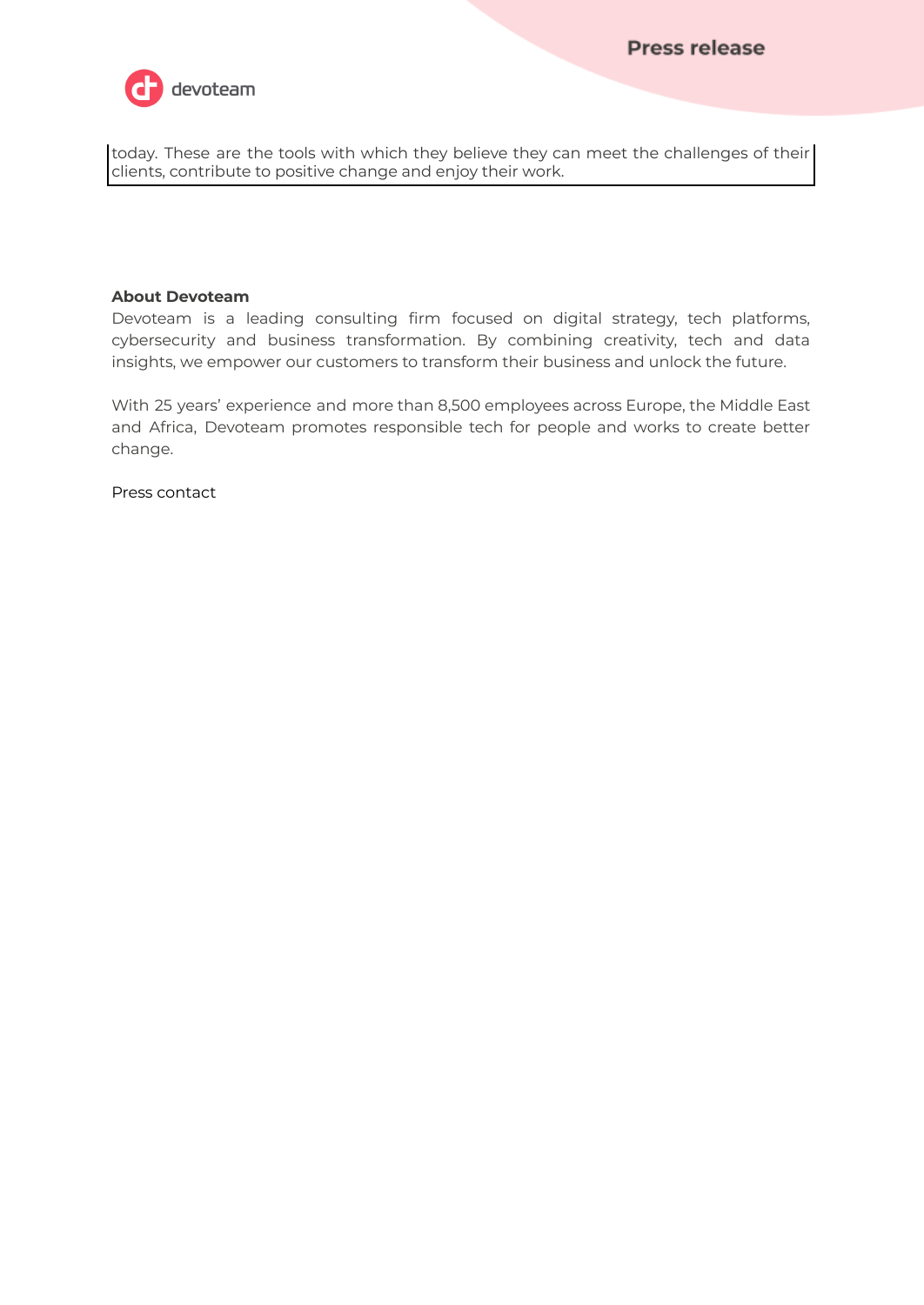today. These are the tools with which they believe they can meet the challenges of their clients, contribute to positive change and enjoy their work.

**About Devoteam**

Devoteam is a leading consulting firm focused on digital strategy, tech platforms, cybersecurity and business transformation. By combining creativity, tech and data insights, we empower our customers to transform their business and unlock the future.

With 25 years' experience and more than 8,500 employees across Europe, the Middle East and Africa, Devoteam promotes responsible tech for people and works to create better change.

Press contact